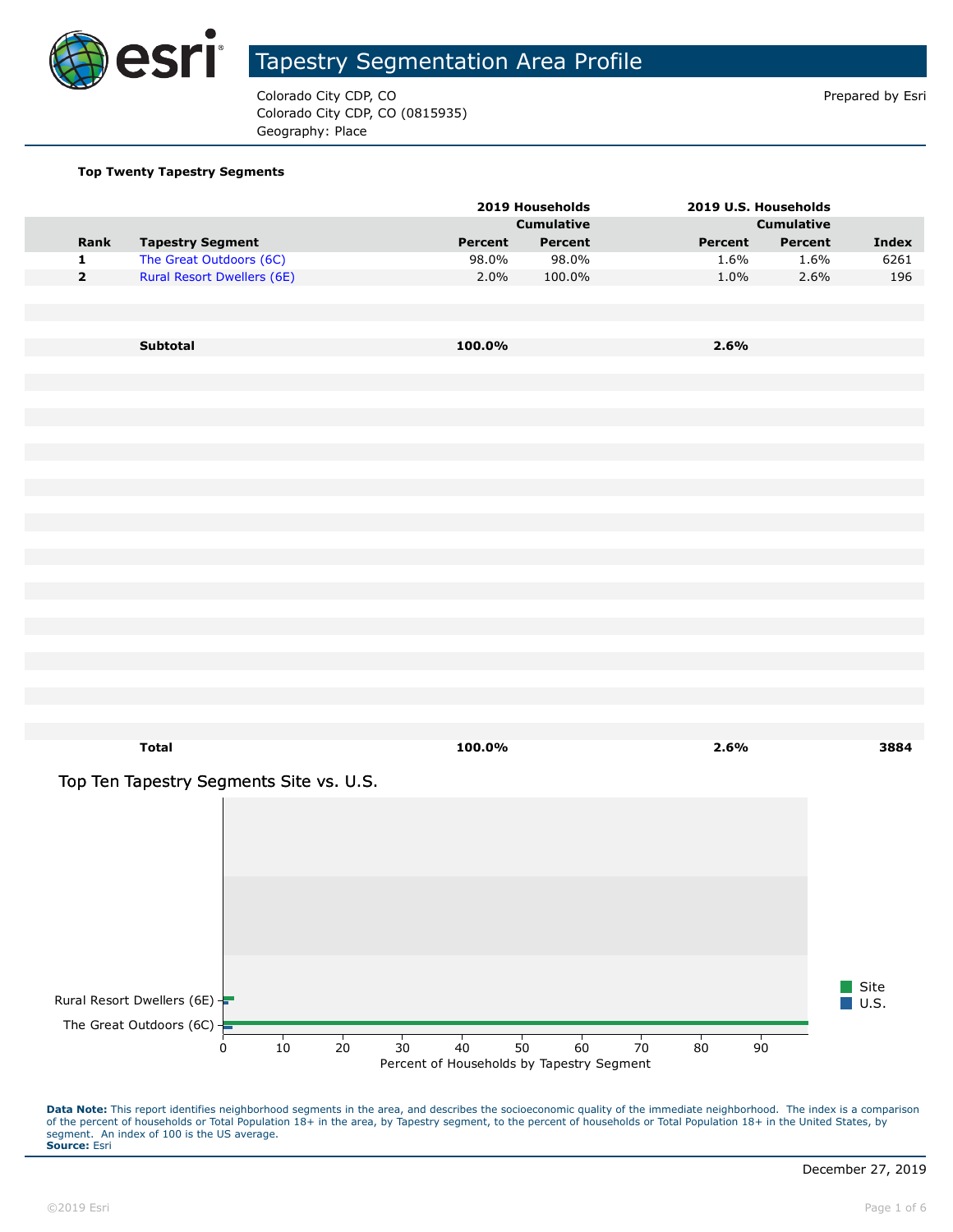# Tapestry Segmentation Area Profile

Colorado City CDP, CO
Colorado City CDP, CO (0815935)
Geography: Place

Prepared by Esri

**Top Twenty Tapestry Segments**

| | | 2019 Households | | 2019 U.S. Households | | |
|---|---|---|---|---|---|---|
| | | | Cumulative | | Cumulative | |
| **Rank** | **Tapestry Segment** | **Percent** | **Percent** | **Percent** | **Percent** | **Index** |
| 1 | The Great Outdoors (6C) | 98.0% | 98.0% | 1.6% | 1.6% | 6261 |
| 2 | Rural Resort Dwellers (6E) | 2.0% | 100.0% | 1.0% | 2.6% | 196 |
| | **Subtotal** | **100.0%** | | **2.6%** | | |
| | **Total** | **100.0%** | | **2.6%** | | **3884** |

## Top Ten Tapestry Segments Site vs. U.S.

| Tapestry Segment | Site | U.S. |
|---|---|---|
| Rural Resort Dwellers (6E) | 2.0 | 1.0 |
| The Great Outdoors (6C) | 98.0 | 1.6 |

Percent of Households by Tapestry Segment

**Data Note:** This report identifies neighborhood segments in the area, and describes the socioeconomic quality of the immediate neighborhood. The index is a comparison of the percent of households or Total Population 18+ in the area, by Tapestry segment, to the percent of households or Total Population 18+ in the United States, by segment. An index of 100 is the US average.
**Source:** Esri

December 27, 2019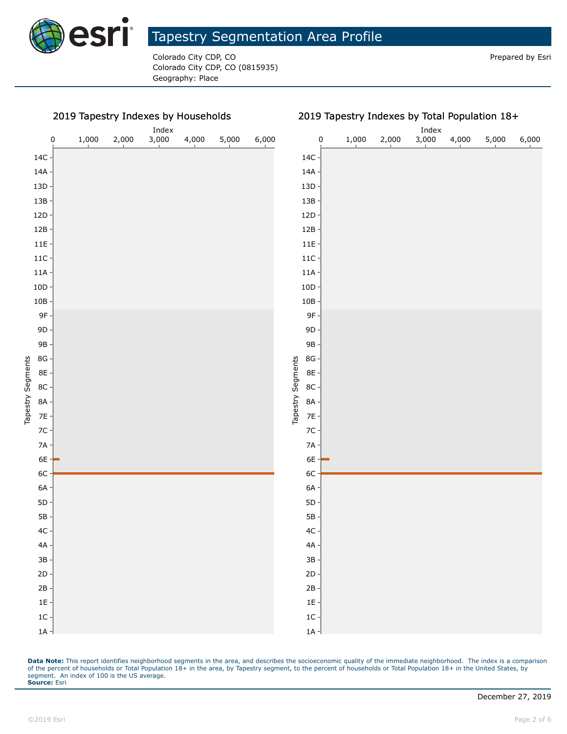# Tapestry Segmentation Area Profile

Colorado City CDP, CO
Colorado City CDP, CO (0815935)
Geography: Place

Prepared by Esri

## 2019 Tapestry Indexes by Households

Index: 0, 1,000, 2,000, 3,000, 4,000, 5,000, 6,000

Tapestry Segments: 14C, 14A, 13D, 13B, 12D, 12B, 11E, 11C, 11A, 10D, 10B, 9F, 9D, 9B, 8G, 8E, 8C, 8A, 7E, 7C, 7A, 6E, 6C, 6A, 5D, 5B, 4C, 4A, 3B, 2D, 2B, 1E, 1C, 1A

## 2019 Tapestry Indexes by Total Population 18+

Index: 0, 1,000, 2,000, 3,000, 4,000, 5,000, 6,000

Tapestry Segments: 14C, 14A, 13D, 13B, 12D, 12B, 11E, 11C, 11A, 10D, 10B, 9F, 9D, 9B, 8G, 8E, 8C, 8A, 7E, 7C, 7A, 6E, 6C, 6A, 5D, 5B, 4C, 4A, 3B, 2D, 2B, 1E, 1C, 1A

**Data Note:** This report identifies neighborhood segments in the area, and describes the socioeconomic quality of the immediate neighborhood. The index is a comparison of the percent of households or Total Population 18+ in the area, by Tapestry segment, to the percent of households or Total Population 18+ in the United States, by segment. An index of 100 is the US average.
**Source:** Esri

December 27, 2019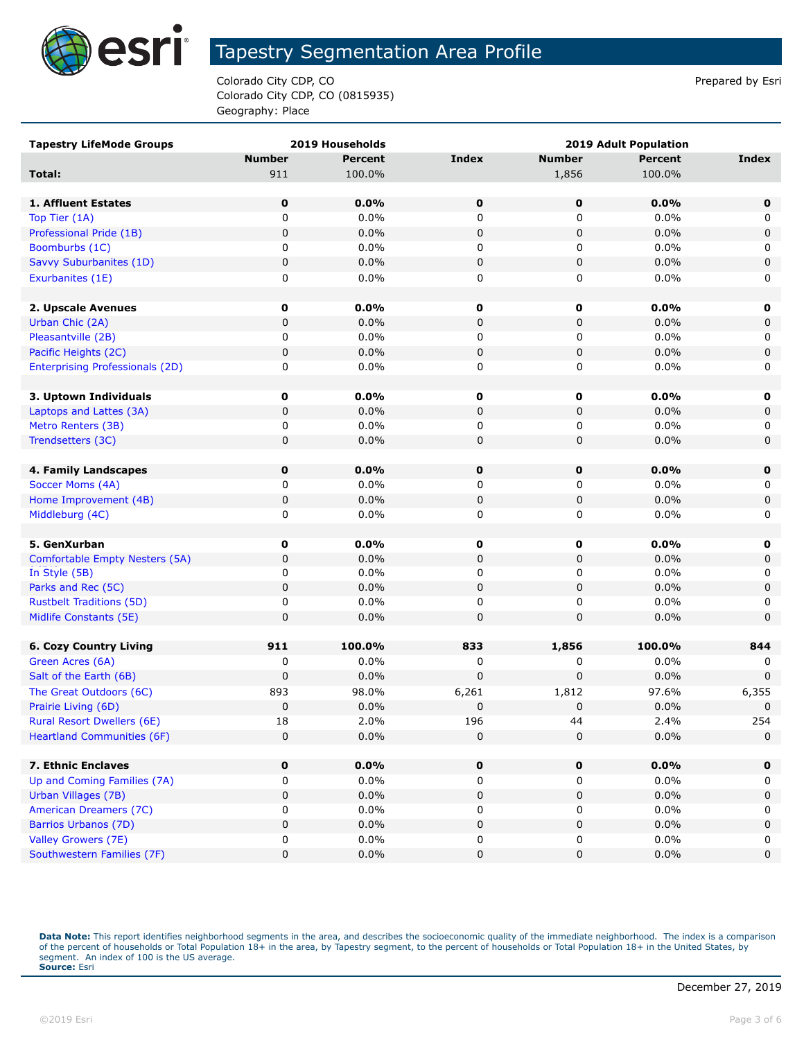# Tapestry Segmentation Area Profile

Colorado City CDP, CO
Colorado City CDP, CO (0815935)
Geography: Place

Prepared by Esri

| Tapestry LifeMode Groups | 2019 Households | | | 2019 Adult Population | | |
|---|---|---|---|---|---|---|
| | Number | Percent | Index | Number | Percent | Index |
| **Total:** | 911 | 100.0% | | 1,856 | 100.0% | |
| | | | | | | |
| **1. Affluent Estates** | **0** | **0.0%** | **0** | **0** | **0.0%** | **0** |
| Top Tier (1A) | 0 | 0.0% | 0 | 0 | 0.0% | 0 |
| Professional Pride (1B) | 0 | 0.0% | 0 | 0 | 0.0% | 0 |
| Boomburbs (1C) | 0 | 0.0% | 0 | 0 | 0.0% | 0 |
| Savvy Suburbanites (1D) | 0 | 0.0% | 0 | 0 | 0.0% | 0 |
| Exurbanites (1E) | 0 | 0.0% | 0 | 0 | 0.0% | 0 |
| | | | | | | |
| **2. Upscale Avenues** | **0** | **0.0%** | **0** | **0** | **0.0%** | **0** |
| Urban Chic (2A) | 0 | 0.0% | 0 | 0 | 0.0% | 0 |
| Pleasantville (2B) | 0 | 0.0% | 0 | 0 | 0.0% | 0 |
| Pacific Heights (2C) | 0 | 0.0% | 0 | 0 | 0.0% | 0 |
| Enterprising Professionals (2D) | 0 | 0.0% | 0 | 0 | 0.0% | 0 |
| | | | | | | |
| **3. Uptown Individuals** | **0** | **0.0%** | **0** | **0** | **0.0%** | **0** |
| Laptops and Lattes (3A) | 0 | 0.0% | 0 | 0 | 0.0% | 0 |
| Metro Renters (3B) | 0 | 0.0% | 0 | 0 | 0.0% | 0 |
| Trendsetters (3C) | 0 | 0.0% | 0 | 0 | 0.0% | 0 |
| | | | | | | |
| **4. Family Landscapes** | **0** | **0.0%** | **0** | **0** | **0.0%** | **0** |
| Soccer Moms (4A) | 0 | 0.0% | 0 | 0 | 0.0% | 0 |
| Home Improvement (4B) | 0 | 0.0% | 0 | 0 | 0.0% | 0 |
| Middleburg (4C) | 0 | 0.0% | 0 | 0 | 0.0% | 0 |
| | | | | | | |
| **5. GenXurban** | **0** | **0.0%** | **0** | **0** | **0.0%** | **0** |
| Comfortable Empty Nesters (5A) | 0 | 0.0% | 0 | 0 | 0.0% | 0 |
| In Style (5B) | 0 | 0.0% | 0 | 0 | 0.0% | 0 |
| Parks and Rec (5C) | 0 | 0.0% | 0 | 0 | 0.0% | 0 |
| Rustbelt Traditions (5D) | 0 | 0.0% | 0 | 0 | 0.0% | 0 |
| Midlife Constants (5E) | 0 | 0.0% | 0 | 0 | 0.0% | 0 |
| | | | | | | |
| **6. Cozy Country Living** | **911** | **100.0%** | **833** | **1,856** | **100.0%** | **844** |
| Green Acres (6A) | 0 | 0.0% | 0 | 0 | 0.0% | 0 |
| Salt of the Earth (6B) | 0 | 0.0% | 0 | 0 | 0.0% | 0 |
| The Great Outdoors (6C) | 893 | 98.0% | 6,261 | 1,812 | 97.6% | 6,355 |
| Prairie Living (6D) | 0 | 0.0% | 0 | 0 | 0.0% | 0 |
| Rural Resort Dwellers (6E) | 18 | 2.0% | 196 | 44 | 2.4% | 254 |
| Heartland Communities (6F) | 0 | 0.0% | 0 | 0 | 0.0% | 0 |
| | | | | | | |
| **7. Ethnic Enclaves** | **0** | **0.0%** | **0** | **0** | **0.0%** | **0** |
| Up and Coming Families (7A) | 0 | 0.0% | 0 | 0 | 0.0% | 0 |
| Urban Villages (7B) | 0 | 0.0% | 0 | 0 | 0.0% | 0 |
| American Dreamers (7C) | 0 | 0.0% | 0 | 0 | 0.0% | 0 |
| Barrios Urbanos (7D) | 0 | 0.0% | 0 | 0 | 0.0% | 0 |
| Valley Growers (7E) | 0 | 0.0% | 0 | 0 | 0.0% | 0 |
| Southwestern Families (7F) | 0 | 0.0% | 0 | 0 | 0.0% | 0 |

**Data Note:** This report identifies neighborhood segments in the area, and describes the socioeconomic quality of the immediate neighborhood. The index is a comparison of the percent of households or Total Population 18+ in the area, by Tapestry segment, to the percent of households or Total Population 18+ in the United States, by segment. An index of 100 is the US average.
**Source:** Esri

December 27, 2019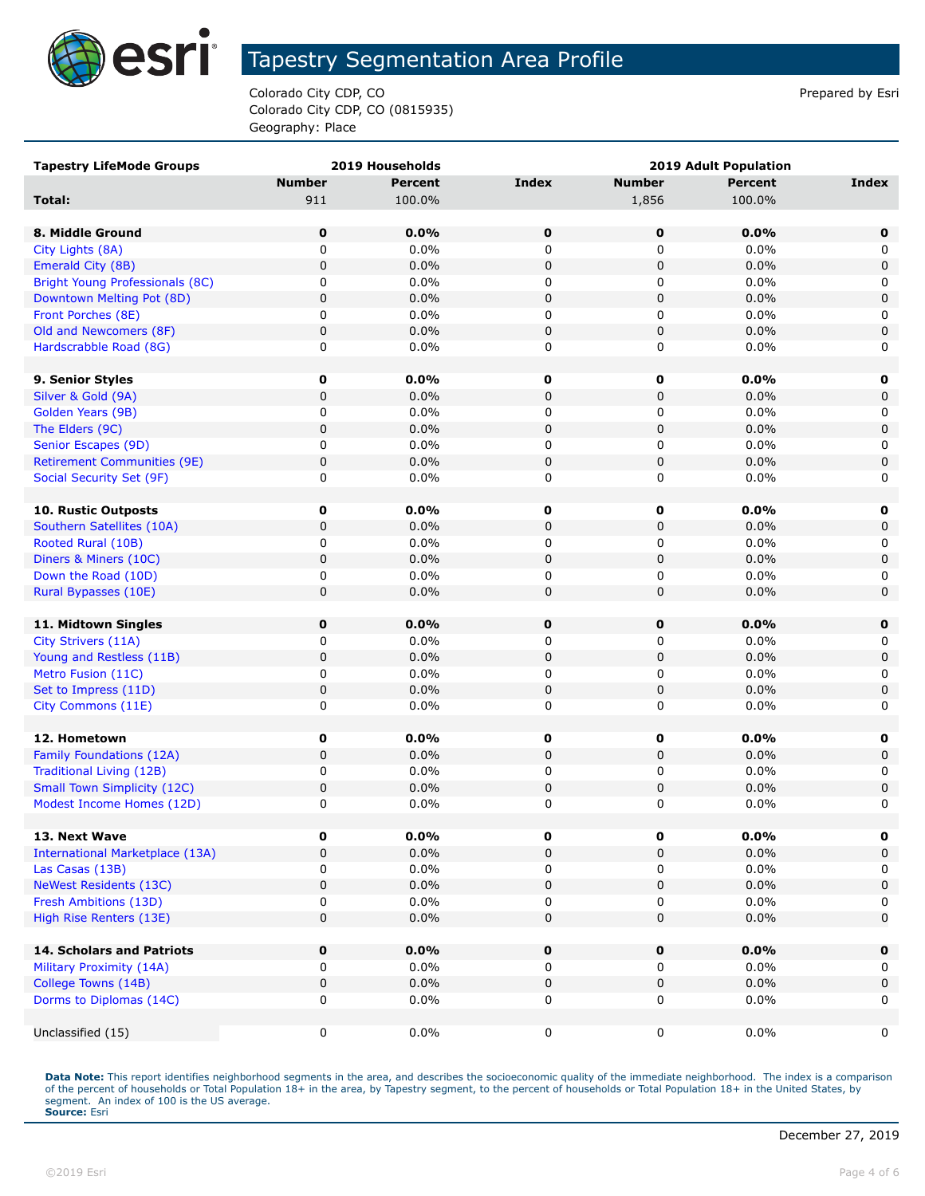# Tapestry Segmentation Area Profile

Colorado City CDP, CO
Colorado City CDP, CO (0815935)
Geography: Place

Prepared by Esri

| Tapestry LifeMode Groups | 2019 Households | | | 2019 Adult Population | | |
|---|---|---|---|---|---|---|
| | Number | Percent | Index | Number | Percent | Index |
| **Total:** | 911 | 100.0% | | 1,856 | 100.0% | |
| | | | | | | |
| **8. Middle Ground** | **0** | **0.0%** | **0** | **0** | **0.0%** | **0** |
| City Lights (8A) | 0 | 0.0% | 0 | 0 | 0.0% | 0 |
| Emerald City (8B) | 0 | 0.0% | 0 | 0 | 0.0% | 0 |
| Bright Young Professionals (8C) | 0 | 0.0% | 0 | 0 | 0.0% | 0 |
| Downtown Melting Pot (8D) | 0 | 0.0% | 0 | 0 | 0.0% | 0 |
| Front Porches (8E) | 0 | 0.0% | 0 | 0 | 0.0% | 0 |
| Old and Newcomers (8F) | 0 | 0.0% | 0 | 0 | 0.0% | 0 |
| Hardscrabble Road (8G) | 0 | 0.0% | 0 | 0 | 0.0% | 0 |
| | | | | | | |
| **9. Senior Styles** | **0** | **0.0%** | **0** | **0** | **0.0%** | **0** |
| Silver & Gold (9A) | 0 | 0.0% | 0 | 0 | 0.0% | 0 |
| Golden Years (9B) | 0 | 0.0% | 0 | 0 | 0.0% | 0 |
| The Elders (9C) | 0 | 0.0% | 0 | 0 | 0.0% | 0 |
| Senior Escapes (9D) | 0 | 0.0% | 0 | 0 | 0.0% | 0 |
| Retirement Communities (9E) | 0 | 0.0% | 0 | 0 | 0.0% | 0 |
| Social Security Set (9F) | 0 | 0.0% | 0 | 0 | 0.0% | 0 |
| | | | | | | |
| **10. Rustic Outposts** | **0** | **0.0%** | **0** | **0** | **0.0%** | **0** |
| Southern Satellites (10A) | 0 | 0.0% | 0 | 0 | 0.0% | 0 |
| Rooted Rural (10B) | 0 | 0.0% | 0 | 0 | 0.0% | 0 |
| Diners & Miners (10C) | 0 | 0.0% | 0 | 0 | 0.0% | 0 |
| Down the Road (10D) | 0 | 0.0% | 0 | 0 | 0.0% | 0 |
| Rural Bypasses (10E) | 0 | 0.0% | 0 | 0 | 0.0% | 0 |
| | | | | | | |
| **11. Midtown Singles** | **0** | **0.0%** | **0** | **0** | **0.0%** | **0** |
| City Strivers (11A) | 0 | 0.0% | 0 | 0 | 0.0% | 0 |
| Young and Restless (11B) | 0 | 0.0% | 0 | 0 | 0.0% | 0 |
| Metro Fusion (11C) | 0 | 0.0% | 0 | 0 | 0.0% | 0 |
| Set to Impress (11D) | 0 | 0.0% | 0 | 0 | 0.0% | 0 |
| City Commons (11E) | 0 | 0.0% | 0 | 0 | 0.0% | 0 |
| | | | | | | |
| **12. Hometown** | **0** | **0.0%** | **0** | **0** | **0.0%** | **0** |
| Family Foundations (12A) | 0 | 0.0% | 0 | 0 | 0.0% | 0 |
| Traditional Living (12B) | 0 | 0.0% | 0 | 0 | 0.0% | 0 |
| Small Town Simplicity (12C) | 0 | 0.0% | 0 | 0 | 0.0% | 0 |
| Modest Income Homes (12D) | 0 | 0.0% | 0 | 0 | 0.0% | 0 |
| | | | | | | |
| **13. Next Wave** | **0** | **0.0%** | **0** | **0** | **0.0%** | **0** |
| International Marketplace (13A) | 0 | 0.0% | 0 | 0 | 0.0% | 0 |
| Las Casas (13B) | 0 | 0.0% | 0 | 0 | 0.0% | 0 |
| NeWest Residents (13C) | 0 | 0.0% | 0 | 0 | 0.0% | 0 |
| Fresh Ambitions (13D) | 0 | 0.0% | 0 | 0 | 0.0% | 0 |
| High Rise Renters (13E) | 0 | 0.0% | 0 | 0 | 0.0% | 0 |
| | | | | | | |
| **14. Scholars and Patriots** | **0** | **0.0%** | **0** | **0** | **0.0%** | **0** |
| Military Proximity (14A) | 0 | 0.0% | 0 | 0 | 0.0% | 0 |
| College Towns (14B) | 0 | 0.0% | 0 | 0 | 0.0% | 0 |
| Dorms to Diplomas (14C) | 0 | 0.0% | 0 | 0 | 0.0% | 0 |
| | | | | | | |
| Unclassified (15) | 0 | 0.0% | 0 | 0 | 0.0% | 0 |

**Data Note:** This report identifies neighborhood segments in the area, and describes the socioeconomic quality of the immediate neighborhood. The index is a comparison of the percent of households or Total Population 18+ in the area, by Tapestry segment, to the percent of households or Total Population 18+ in the United States, by segment. An index of 100 is the US average.
**Source:** Esri

December 27, 2019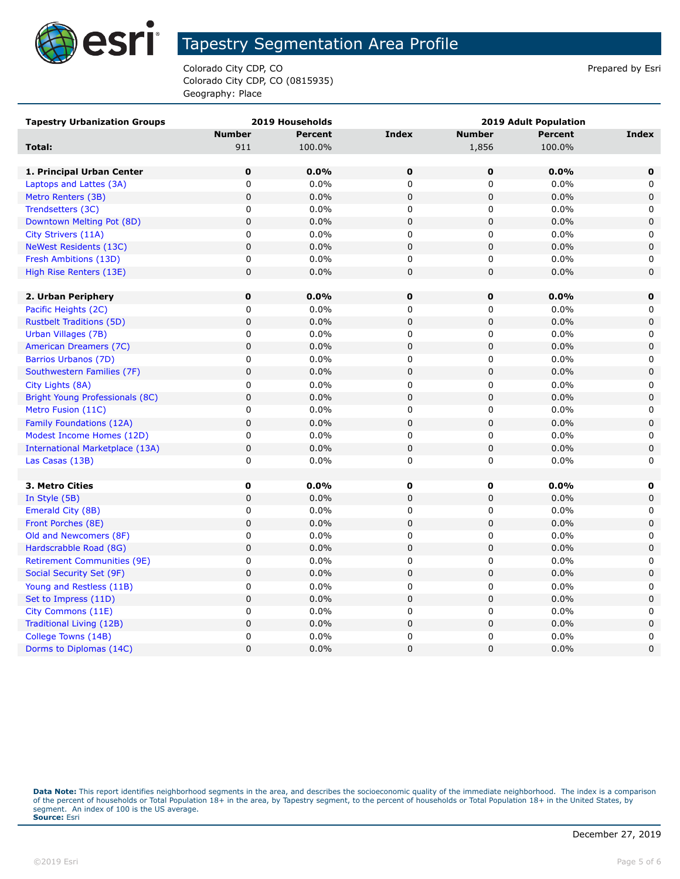# Tapestry Segmentation Area Profile

Colorado City CDP, CO
Colorado City CDP, CO (0815935)
Geography: Place

Prepared by Esri

| Tapestry Urbanization Groups | 2019 Households | | | 2019 Adult Population | | |
|---|---|---|---|---|---|---|
| | Number | Percent | Index | Number | Percent | Index |
| **Total:** | 911 | 100.0% | | 1,856 | 100.0% | |
| | | | | | | |
| **1. Principal Urban Center** | **0** | **0.0%** | **0** | **0** | **0.0%** | **0** |
| Laptops and Lattes (3A) | 0 | 0.0% | 0 | 0 | 0.0% | 0 |
| Metro Renters (3B) | 0 | 0.0% | 0 | 0 | 0.0% | 0 |
| Trendsetters (3C) | 0 | 0.0% | 0 | 0 | 0.0% | 0 |
| Downtown Melting Pot (8D) | 0 | 0.0% | 0 | 0 | 0.0% | 0 |
| City Strivers (11A) | 0 | 0.0% | 0 | 0 | 0.0% | 0 |
| NeWest Residents (13C) | 0 | 0.0% | 0 | 0 | 0.0% | 0 |
| Fresh Ambitions (13D) | 0 | 0.0% | 0 | 0 | 0.0% | 0 |
| High Rise Renters (13E) | 0 | 0.0% | 0 | 0 | 0.0% | 0 |
| | | | | | | |
| **2. Urban Periphery** | **0** | **0.0%** | **0** | **0** | **0.0%** | **0** |
| Pacific Heights (2C) | 0 | 0.0% | 0 | 0 | 0.0% | 0 |
| Rustbelt Traditions (5D) | 0 | 0.0% | 0 | 0 | 0.0% | 0 |
| Urban Villages (7B) | 0 | 0.0% | 0 | 0 | 0.0% | 0 |
| American Dreamers (7C) | 0 | 0.0% | 0 | 0 | 0.0% | 0 |
| Barrios Urbanos (7D) | 0 | 0.0% | 0 | 0 | 0.0% | 0 |
| Southwestern Families (7F) | 0 | 0.0% | 0 | 0 | 0.0% | 0 |
| City Lights (8A) | 0 | 0.0% | 0 | 0 | 0.0% | 0 |
| Bright Young Professionals (8C) | 0 | 0.0% | 0 | 0 | 0.0% | 0 |
| Metro Fusion (11C) | 0 | 0.0% | 0 | 0 | 0.0% | 0 |
| Family Foundations (12A) | 0 | 0.0% | 0 | 0 | 0.0% | 0 |
| Modest Income Homes (12D) | 0 | 0.0% | 0 | 0 | 0.0% | 0 |
| International Marketplace (13A) | 0 | 0.0% | 0 | 0 | 0.0% | 0 |
| Las Casas (13B) | 0 | 0.0% | 0 | 0 | 0.0% | 0 |
| | | | | | | |
| **3. Metro Cities** | **0** | **0.0%** | **0** | **0** | **0.0%** | **0** |
| In Style (5B) | 0 | 0.0% | 0 | 0 | 0.0% | 0 |
| Emerald City (8B) | 0 | 0.0% | 0 | 0 | 0.0% | 0 |
| Front Porches (8E) | 0 | 0.0% | 0 | 0 | 0.0% | 0 |
| Old and Newcomers (8F) | 0 | 0.0% | 0 | 0 | 0.0% | 0 |
| Hardscrabble Road (8G) | 0 | 0.0% | 0 | 0 | 0.0% | 0 |
| Retirement Communities (9E) | 0 | 0.0% | 0 | 0 | 0.0% | 0 |
| Social Security Set (9F) | 0 | 0.0% | 0 | 0 | 0.0% | 0 |
| Young and Restless (11B) | 0 | 0.0% | 0 | 0 | 0.0% | 0 |
| Set to Impress (11D) | 0 | 0.0% | 0 | 0 | 0.0% | 0 |
| City Commons (11E) | 0 | 0.0% | 0 | 0 | 0.0% | 0 |
| Traditional Living (12B) | 0 | 0.0% | 0 | 0 | 0.0% | 0 |
| College Towns (14B) | 0 | 0.0% | 0 | 0 | 0.0% | 0 |
| Dorms to Diplomas (14C) | 0 | 0.0% | 0 | 0 | 0.0% | 0 |

**Data Note:** This report identifies neighborhood segments in the area, and describes the socioeconomic quality of the immediate neighborhood. The index is a comparison of the percent of households or Total Population 18+ in the area, by Tapestry segment, to the percent of households or Total Population 18+ in the United States, by segment. An index of 100 is the US average.
**Source:** Esri

December 27, 2019

©2019 Esri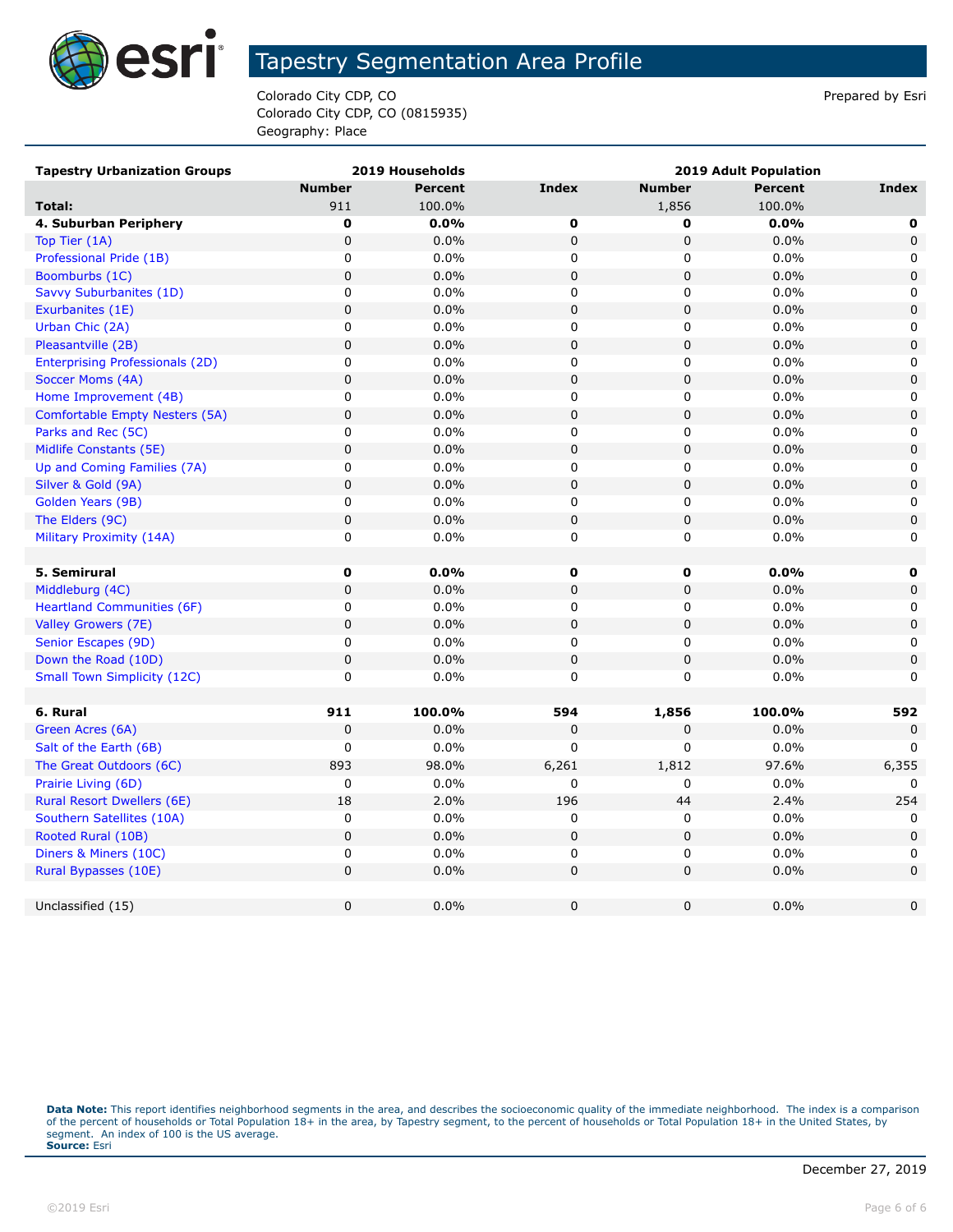# Tapestry Segmentation Area Profile

Colorado City CDP, CO
Colorado City CDP, CO (0815935)
Geography: Place

Prepared by Esri

| Tapestry Urbanization Groups | 2019 Households | | | 2019 Adult Population | | |
|---|---|---|---|---|---|---|
| | Number | Percent | Index | Number | Percent | Index |
| **Total:** | 911 | 100.0% | | 1,856 | 100.0% | |
| **4. Suburban Periphery** | **0** | **0.0%** | **0** | **0** | **0.0%** | **0** |
| Top Tier (1A) | 0 | 0.0% | 0 | 0 | 0.0% | 0 |
| Professional Pride (1B) | 0 | 0.0% | 0 | 0 | 0.0% | 0 |
| Boomburbs (1C) | 0 | 0.0% | 0 | 0 | 0.0% | 0 |
| Savvy Suburbanites (1D) | 0 | 0.0% | 0 | 0 | 0.0% | 0 |
| Exurbanites (1E) | 0 | 0.0% | 0 | 0 | 0.0% | 0 |
| Urban Chic (2A) | 0 | 0.0% | 0 | 0 | 0.0% | 0 |
| Pleasantville (2B) | 0 | 0.0% | 0 | 0 | 0.0% | 0 |
| Enterprising Professionals (2D) | 0 | 0.0% | 0 | 0 | 0.0% | 0 |
| Soccer Moms (4A) | 0 | 0.0% | 0 | 0 | 0.0% | 0 |
| Home Improvement (4B) | 0 | 0.0% | 0 | 0 | 0.0% | 0 |
| Comfortable Empty Nesters (5A) | 0 | 0.0% | 0 | 0 | 0.0% | 0 |
| Parks and Rec (5C) | 0 | 0.0% | 0 | 0 | 0.0% | 0 |
| Midlife Constants (5E) | 0 | 0.0% | 0 | 0 | 0.0% | 0 |
| Up and Coming Families (7A) | 0 | 0.0% | 0 | 0 | 0.0% | 0 |
| Silver & Gold (9A) | 0 | 0.0% | 0 | 0 | 0.0% | 0 |
| Golden Years (9B) | 0 | 0.0% | 0 | 0 | 0.0% | 0 |
| The Elders (9C) | 0 | 0.0% | 0 | 0 | 0.0% | 0 |
| Military Proximity (14A) | 0 | 0.0% | 0 | 0 | 0.0% | 0 |
| | | | | | | |
| **5. Semirural** | **0** | **0.0%** | **0** | **0** | **0.0%** | **0** |
| Middleburg (4C) | 0 | 0.0% | 0 | 0 | 0.0% | 0 |
| Heartland Communities (6F) | 0 | 0.0% | 0 | 0 | 0.0% | 0 |
| Valley Growers (7E) | 0 | 0.0% | 0 | 0 | 0.0% | 0 |
| Senior Escapes (9D) | 0 | 0.0% | 0 | 0 | 0.0% | 0 |
| Down the Road (10D) | 0 | 0.0% | 0 | 0 | 0.0% | 0 |
| Small Town Simplicity (12C) | 0 | 0.0% | 0 | 0 | 0.0% | 0 |
| | | | | | | |
| **6. Rural** | **911** | **100.0%** | **594** | **1,856** | **100.0%** | **592** |
| Green Acres (6A) | 0 | 0.0% | 0 | 0 | 0.0% | 0 |
| Salt of the Earth (6B) | 0 | 0.0% | 0 | 0 | 0.0% | 0 |
| The Great Outdoors (6C) | 893 | 98.0% | 6,261 | 1,812 | 97.6% | 6,355 |
| Prairie Living (6D) | 0 | 0.0% | 0 | 0 | 0.0% | 0 |
| Rural Resort Dwellers (6E) | 18 | 2.0% | 196 | 44 | 2.4% | 254 |
| Southern Satellites (10A) | 0 | 0.0% | 0 | 0 | 0.0% | 0 |
| Rooted Rural (10B) | 0 | 0.0% | 0 | 0 | 0.0% | 0 |
| Diners & Miners (10C) | 0 | 0.0% | 0 | 0 | 0.0% | 0 |
| Rural Bypasses (10E) | 0 | 0.0% | 0 | 0 | 0.0% | 0 |
| | | | | | | |
| Unclassified (15) | 0 | 0.0% | 0 | 0 | 0.0% | 0 |

**Data Note:** This report identifies neighborhood segments in the area, and describes the socioeconomic quality of the immediate neighborhood. The index is a comparison of the percent of households or Total Population 18+ in the area, by Tapestry segment, to the percent of households or Total Population 18+ in the United States, by segment. An index of 100 is the US average.
**Source:** Esri

December 27, 2019

©2019 Esri